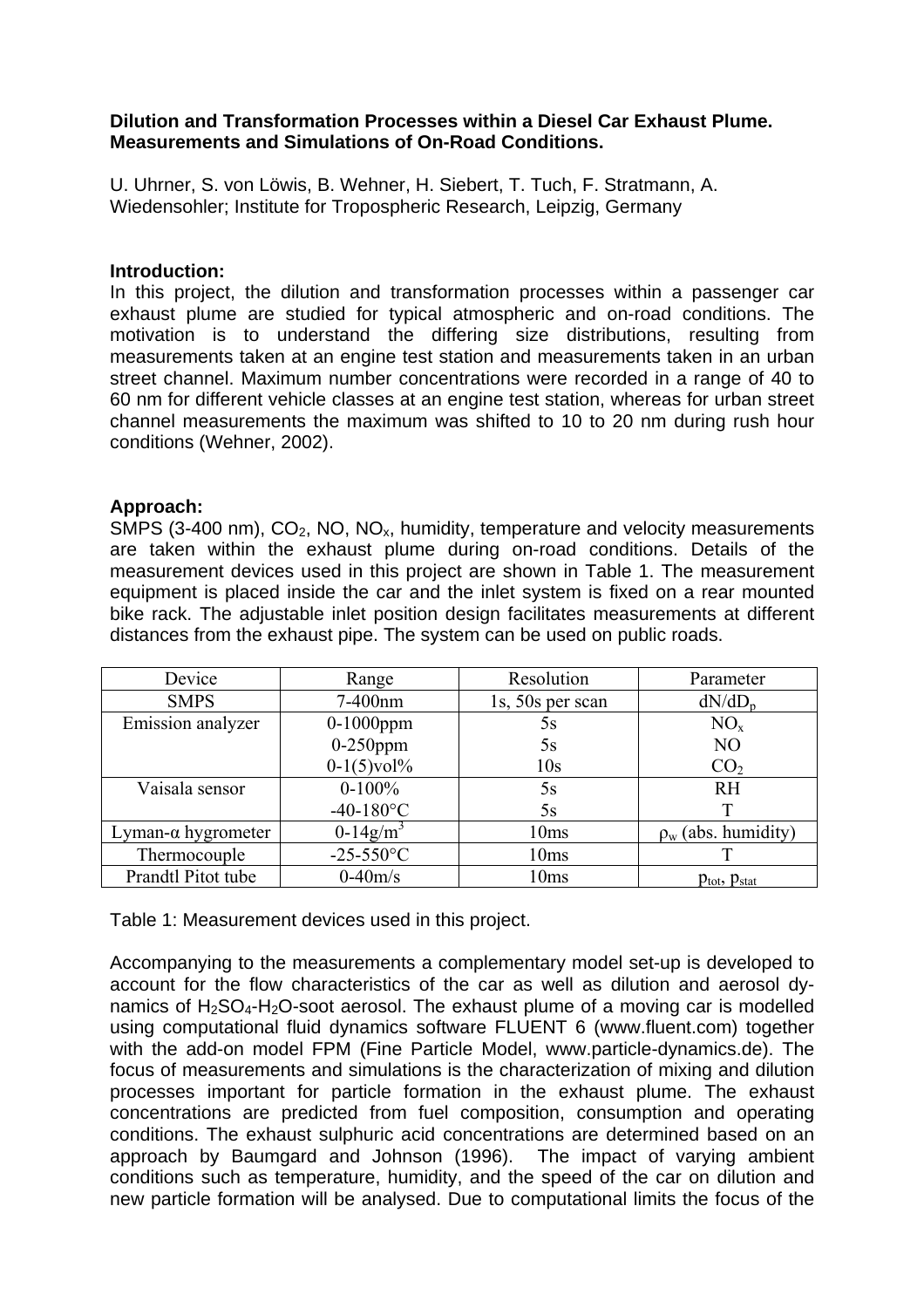**Dilution and Transformation Processes within a Diesel Car Exhaust Plume. Measurements and Simulations of On-Road Conditions.**

U. Uhrner, S. von Löwis, B. Wehner, H. Siebert, T. Tuch, F. Stratmann, A. Wiedensohler; Institute for Tropospheric Research, Leipzig, Germany

**Introduction:**

In this project, the dilution and transformation processes within a passenger car exhaust plume are studied for typical atmospheric and on-road conditions. The motivation is to understand the differing size distributions, resulting from measurements taken at an engine test station and measurements taken in an urban street channel. Maximum number concentrations were recorded in a range of 40 to 60 nm for different vehicle classes at an engine test station, whereas for urban street channel measurements the maximum was shifted to 10 to 20 nm during rush hour conditions (Wehner, 2002).

**Approach:**

SMPS (3-400 nm), $CO_2$, NO, $NO_x$, humidity, temperature and velocity measurements are taken within the exhaust plume during on-road conditions. Details of the measurement devices used in this project are shown in Table 1. The measurement equipment is placed inside the car and the inlet system is fixed on a rear mounted bike rack. The adjustable inlet position design facilitates measurements at different distances from the exhaust pipe. The system can be used on public roads.

| Device | Range | Resolution | Parameter |
|---|---|---|---|
| SMPS | 7-400nm | 1s, 50s per scan | $dN/dD_p$ |
| Emission analyzer | 0-1000ppm | 5s | $NO_x$ |
| | 0-250ppm | 5s | NO |
| | 0-1(5)vol% | 10s | $CO_2$ |
| Vaisala sensor | 0-100% | 5s | RH |
| | -40-180°C | 5s | T |
| Lyman-α hygrometer | 0-14g/m$^3$ | 10ms | $\rho_w$ (abs. humidity) |
| Thermocouple | -25-550°C | 10ms | T |
| Prandtl Pitot tube | 0-40m/s | 10ms | $p_{tot}$, $p_{stat}$ |

Table 1: Measurement devices used in this project.

Accompanying to the measurements a complementary model set-up is developed to account for the flow characteristics of the car as well as dilution and aerosol dynamics of $H_2SO_4$-$H_2O$-soot aerosol. The exhaust plume of a moving car is modelled using computational fluid dynamics software FLUENT 6 (www.fluent.com) together with the add-on model FPM (Fine Particle Model, www.particle-dynamics.de). The focus of measurements and simulations is the characterization of mixing and dilution processes important for particle formation in the exhaust plume. The exhaust concentrations are predicted from fuel composition, consumption and operating conditions. The exhaust sulphuric acid concentrations are determined based on an approach by Baumgard and Johnson (1996). The impact of varying ambient conditions such as temperature, humidity, and the speed of the car on dilution and new particle formation will be analysed. Due to computational limits the focus of the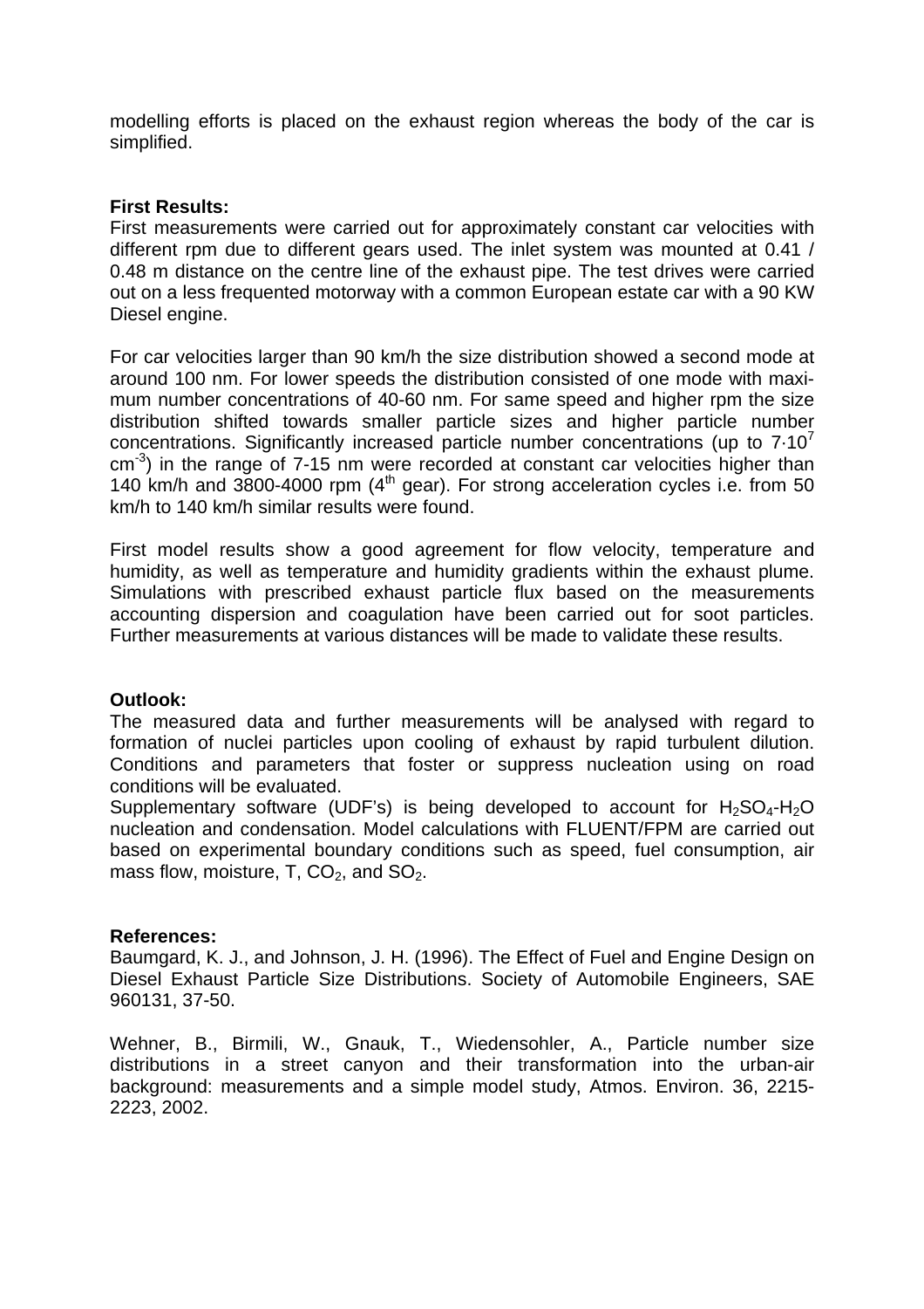modelling efforts is placed on the exhaust region whereas the body of the car is simplified.

**First Results:**

First measurements were carried out for approximately constant car velocities with different rpm due to different gears used. The inlet system was mounted at 0.41 / 0.48 m distance on the centre line of the exhaust pipe. The test drives were carried out on a less frequented motorway with a common European estate car with a 90 KW Diesel engine.

For car velocities larger than 90 km/h the size distribution showed a second mode at around 100 nm. For lower speeds the distribution consisted of one mode with maximum number concentrations of 40-60 nm. For same speed and higher rpm the size distribution shifted towards smaller particle sizes and higher particle number concentrations. Significantly increased particle number concentrations (up to $7 \cdot 10^7$ $cm^{-3}$) in the range of 7-15 nm were recorded at constant car velocities higher than 140 km/h and 3800-4000 rpm ($4^{th}$ gear). For strong acceleration cycles i.e. from 50 km/h to 140 km/h similar results were found.

First model results show a good agreement for flow velocity, temperature and humidity, as well as temperature and humidity gradients within the exhaust plume. Simulations with prescribed exhaust particle flux based on the measurements accounting dispersion and coagulation have been carried out for soot particles. Further measurements at various distances will be made to validate these results.

**Outlook:**

The measured data and further measurements will be analysed with regard to formation of nuclei particles upon cooling of exhaust by rapid turbulent dilution. Conditions and parameters that foster or suppress nucleation using on road conditions will be evaluated.

Supplementary software (UDF's) is being developed to account for $H_2SO_4$-$H_2O$ nucleation and condensation. Model calculations with FLUENT/FPM are carried out based on experimental boundary conditions such as speed, fuel consumption, air mass flow, moisture, T, $CO_2$, and $SO_2$.

**References:**

Baumgard, K. J., and Johnson, J. H. (1996). The Effect of Fuel and Engine Design on Diesel Exhaust Particle Size Distributions. Society of Automobile Engineers, SAE 960131, 37-50.

Wehner, B., Birmili, W., Gnauk, T., Wiedensohler, A., Particle number size distributions in a street canyon and their transformation into the urban-air background: measurements and a simple model study, Atmos. Environ. 36, 2215-2223, 2002.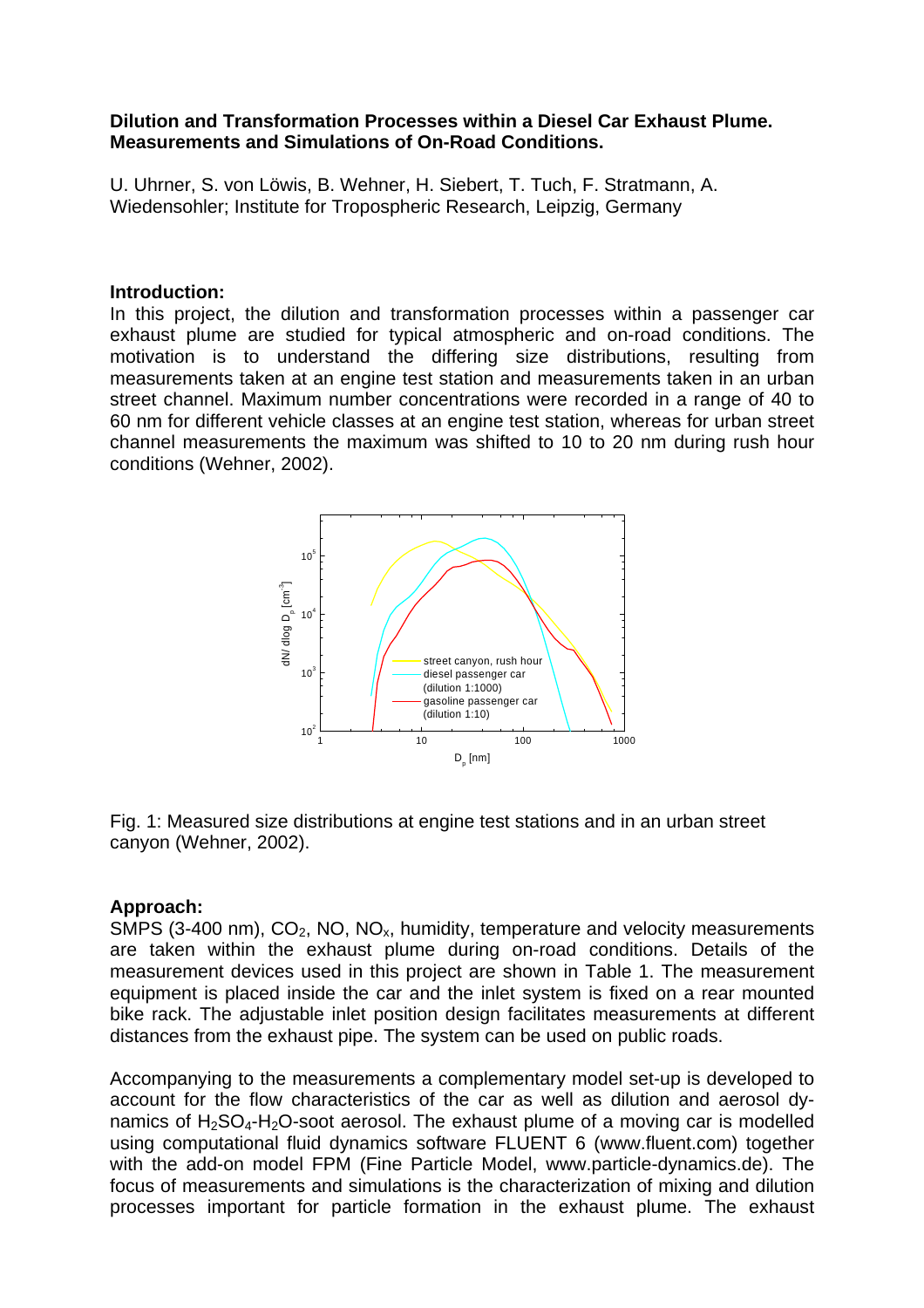**Dilution and Transformation Processes within a Diesel Car Exhaust Plume. Measurements and Simulations of On-Road Conditions.**

U. Uhrner, S. von Löwis, B. Wehner, H. Siebert, T. Tuch, F. Stratmann, A. Wiedensohler; Institute for Tropospheric Research, Leipzig, Germany

**Introduction:**

In this project, the dilution and transformation processes within a passenger car exhaust plume are studied for typical atmospheric and on-road conditions. The motivation is to understand the differing size distributions, resulting from measurements taken at an engine test station and measurements taken in an urban street channel. Maximum number concentrations were recorded in a range of 40 to 60 nm for different vehicle classes at an engine test station, whereas for urban street channel measurements the maximum was shifted to 10 to 20 nm during rush hour conditions (Wehner, 2002).

Fig. 1: Measured size distributions at engine test stations and in an urban street canyon (Wehner, 2002).

**Approach:**

SMPS (3-400 nm), $CO_2$, NO, $NO_x$, humidity, temperature and velocity measurements are taken within the exhaust plume during on-road conditions. Details of the measurement devices used in this project are shown in Table 1. The measurement equipment is placed inside the car and the inlet system is fixed on a rear mounted bike rack. The adjustable inlet position design facilitates measurements at different distances from the exhaust pipe. The system can be used on public roads.

Accompanying to the measurements a complementary model set-up is developed to account for the flow characteristics of the car as well as dilution and aerosol dynamics of $H_2SO_4$-$H_2O$-soot aerosol. The exhaust plume of a moving car is modelled using computational fluid dynamics software FLUENT 6 (www.fluent.com) together with the add-on model FPM (Fine Particle Model, www.particle-dynamics.de). The focus of measurements and simulations is the characterization of mixing and dilution processes important for particle formation in the exhaust plume. The exhaust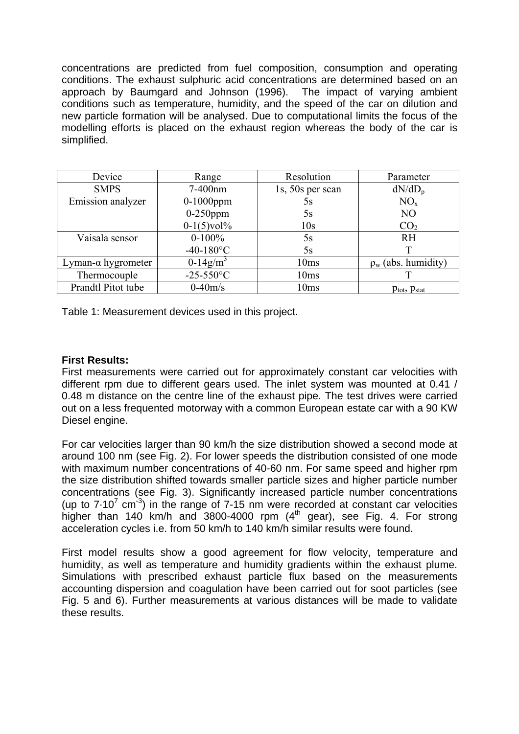concentrations are predicted from fuel composition, consumption and operating conditions. The exhaust sulphuric acid concentrations are determined based on an approach by Baumgard and Johnson (1996). The impact of varying ambient conditions such as temperature, humidity, and the speed of the car on dilution and new particle formation will be analysed. Due to computational limits the focus of the modelling efforts is placed on the exhaust region whereas the body of the car is simplified.

| Device | Range | Resolution | Parameter |
|---|---|---|---|
| SMPS | 7-400nm | 1s, 50s per scan | $dN/dD_p$ |
| Emission analyzer | 0-1000ppm<br>0-250ppm<br>0-1(5)vol% | 5s<br>5s<br>10s | $NO_x$<br>NO<br>$CO_2$ |
| Vaisala sensor | 0-100%<br>-40-180°C | 5s<br>5s | RH<br>T |
| Lyman-α hygrometer | 0-14g/m$^3$ | 10ms | $\rho_w$ (abs. humidity) |
| Thermocouple | -25-550°C | 10ms | T |
| Prandtl Pitot tube | 0-40m/s | 10ms | $p_{tot}$, $p_{stat}$ |

Table 1: Measurement devices used in this project.

**First Results:**

First measurements were carried out for approximately constant car velocities with different rpm due to different gears used. The inlet system was mounted at 0.41 / 0.48 m distance on the centre line of the exhaust pipe. The test drives were carried out on a less frequented motorway with a common European estate car with a 90 KW Diesel engine.

For car velocities larger than 90 km/h the size distribution showed a second mode at around 100 nm (see Fig. 2). For lower speeds the distribution consisted of one mode with maximum number concentrations of 40-60 nm. For same speed and higher rpm the size distribution shifted towards smaller particle sizes and higher particle number concentrations (see Fig. 3). Significantly increased particle number concentrations (up to $7 \cdot 10^7$ cm$^{-3}$) in the range of 7-15 nm were recorded at constant car velocities higher than 140 km/h and 3800-4000 rpm (4$^{th}$ gear), see Fig. 4. For strong acceleration cycles i.e. from 50 km/h to 140 km/h similar results were found.

First model results show a good agreement for flow velocity, temperature and humidity, as well as temperature and humidity gradients within the exhaust plume. Simulations with prescribed exhaust particle flux based on the measurements accounting dispersion and coagulation have been carried out for soot particles (see Fig. 5 and 6). Further measurements at various distances will be made to validate these results.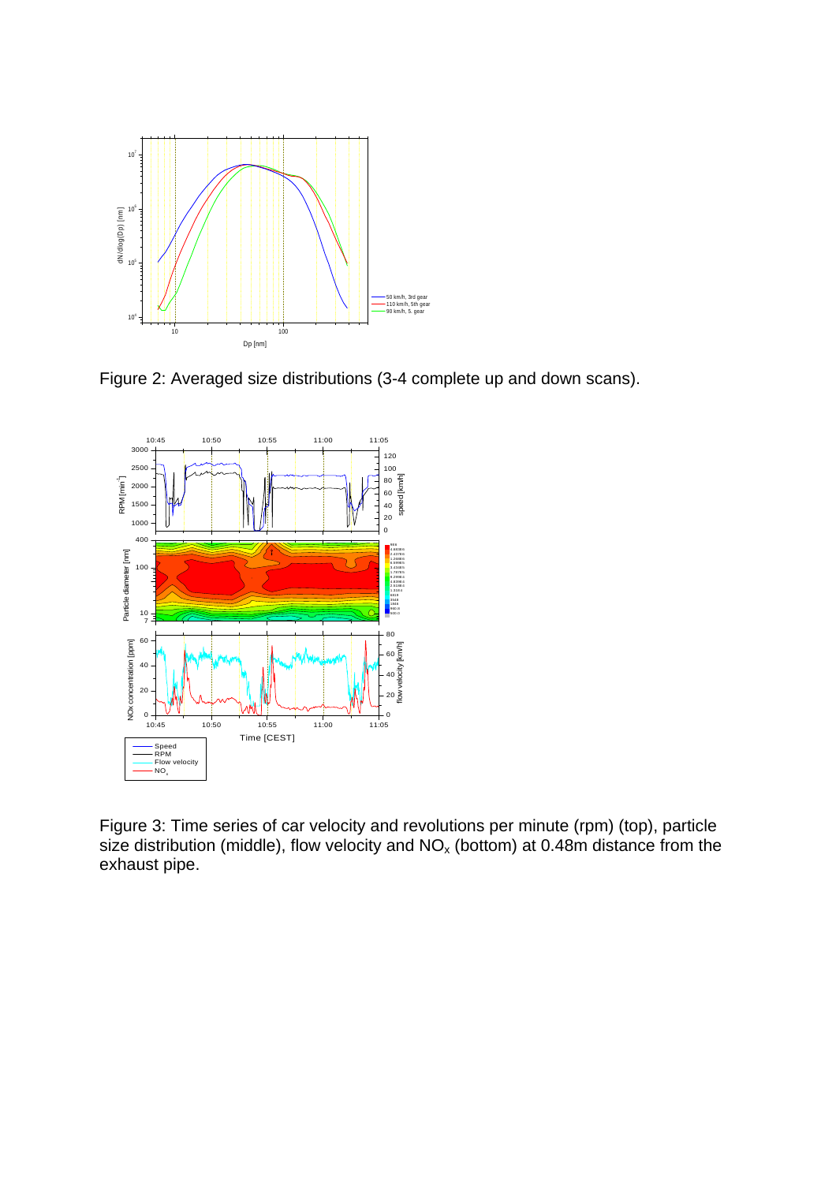Figure 2: Averaged size distributions (3-4 complete up and down scans).

Figure 3: Time series of car velocity and revolutions per minute (rpm) (top), particle size distribution (middle), flow velocity and $NO_x$ (bottom) at 0.48m distance from the exhaust pipe.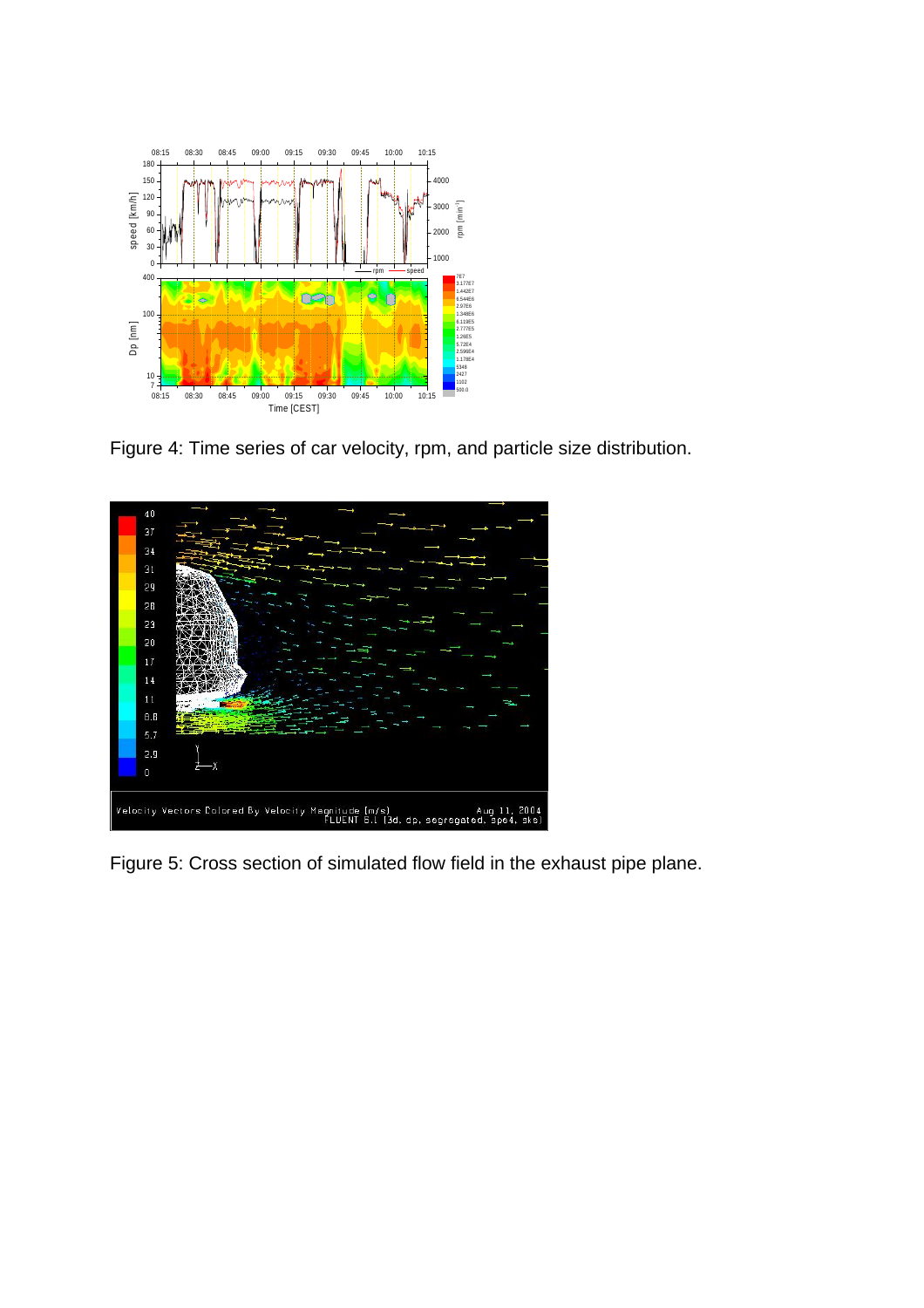08:15 08:30 08:45 09:00 09:15 09:30 09:45 10:00 10:15

speed [km/h]

180
150
120
90
60
30
0

rpm [min$^{-1}$]

4000
3000
2000
1000

rpm speed

Dp [nm]

400
100
10
7

08:15 08:30 08:45 09:00 09:15 09:30 09:45 10:00 10:15

Time [CEST]

7E7
3.177E7
1.442E7
6.544E6
2.97E6
1.348E6
6.119E5
2.777E5
1.26E5
5.72E4
2.596E4
1.178E4
5348
2427
1102
500.0

Figure 4: Time series of car velocity, rpm, and particle size distribution.

40
37
34
31
29
26
23
20
17
14
11
8.6
5.7
2.9
0

Y
Z X

Velocity Vectors Colored By Velocity Magnitude (m/s)
Aug 11, 2004
FLUENT 6.1 (3d, dp, segregated, spe4, ske)

Figure 5: Cross section of simulated flow field in the exhaust pipe plane.